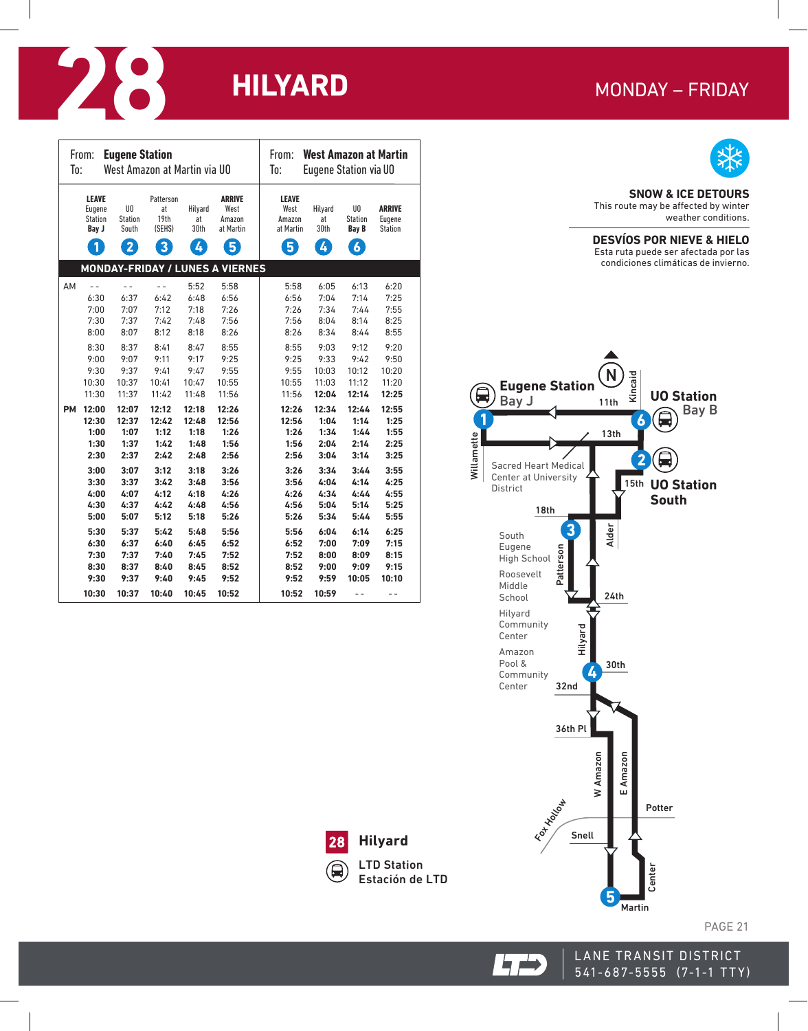# 28 HILYARD

MONDAY – FRIDAY

| | From: **Eugene Station** To: West Amazon at Martin via UO | | | | | From: **West Amazon at Martin** To: Eugene Station via UO | | | |
|---|---|---|---|---|---|---|---|---|---|
| | **LEAVE** Eugene Station **Bay J** (1) | UO Station South (2) | Patterson at 19th (SEHS) (3) | Hilyard at 30th (4) | **ARRIVE** West Amazon at Martin (5) | **LEAVE** West Amazon at Martin (5) | Hilyard at 30th (4) | UO Station **Bay B** (6) | **ARRIVE** Eugene Station |
| **MONDAY-FRIDAY / LUNES A VIERNES** | | | | | | | | | |
| AM | - - | - - | - - | 5:52 | 5:58 | 5:58 | 6:05 | 6:13 | 6:20 |
| | 6:30 | 6:37 | 6:42 | 6:48 | 6:56 | 6:56 | 7:04 | 7:14 | 7:25 |
| | 7:00 | 7:07 | 7:12 | 7:18 | 7:26 | 7:26 | 7:34 | 7:44 | 7:55 |
| | 7:30 | 7:37 | 7:42 | 7:48 | 7:56 | 7:56 | 8:04 | 8:14 | 8:25 |
| | 8:00 | 8:07 | 8:12 | 8:18 | 8:26 | 8:26 | 8:34 | 8:44 | 8:55 |
| | 8:30 | 8:37 | 8:41 | 8:47 | 8:55 | 8:55 | 9:03 | 9:12 | 9:20 |
| | 9:00 | 9:07 | 9:11 | 9:17 | 9:25 | 9:25 | 9:33 | 9:42 | 9:50 |
| | 9:30 | 9:37 | 9:41 | 9:47 | 9:55 | 9:55 | 10:03 | 10:12 | 10:20 |
| | 10:30 | 10:37 | 10:41 | 10:47 | 10:55 | 10:55 | 11:03 | 11:12 | 11:20 |
| | 11:30 | 11:37 | 11:42 | 11:48 | 11:56 | 11:56 | **12:04** | **12:14** | **12:25** |
| PM | **12:00** | **12:07** | **12:12** | **12:18** | **12:26** | **12:26** | **12:34** | **12:44** | **12:55** |
| | **12:30** | **12:37** | **12:42** | **12:48** | **12:56** | **12:56** | **1:04** | **1:14** | **1:25** |
| | **1:00** | **1:07** | **1:12** | **1:18** | **1:26** | **1:26** | **1:34** | **1:44** | **1:55** |
| | **1:30** | **1:37** | **1:42** | **1:48** | **1:56** | **1:56** | **2:04** | **2:14** | **2:25** |
| | **2:30** | **2:37** | **2:42** | **2:48** | **2:56** | **2:56** | **3:04** | **3:14** | **3:25** |
| | **3:00** | **3:07** | **3:12** | **3:18** | **3:26** | **3:26** | **3:34** | **3:44** | **3:55** |
| | **3:30** | **3:37** | **3:42** | **3:48** | **3:56** | **3:56** | **4:04** | **4:14** | **4:25** |
| | **4:00** | **4:07** | **4:12** | **4:18** | **4:26** | **4:26** | **4:34** | **4:44** | **4:55** |
| | **4:30** | **4:37** | **4:42** | **4:48** | **4:56** | **4:56** | **5:04** | **5:14** | **5:25** |
| | **5:00** | **5:07** | **5:12** | **5:18** | **5:26** | **5:26** | **5:34** | **5:44** | **5:55** |
| | **5:30** | **5:37** | **5:42** | **5:48** | **5:56** | **5:56** | **6:04** | **6:14** | **6:25** |
| | **6:30** | **6:37** | **6:40** | **6:45** | **6:52** | **6:52** | **7:00** | **7:09** | **7:15** |
| | **7:30** | **7:37** | **7:40** | **7:45** | **7:52** | **7:52** | **8:00** | **8:09** | **8:15** |
| | **8:30** | **8:37** | **8:40** | **8:45** | **8:52** | **8:52** | **9:00** | **9:09** | **9:15** |
| | **9:30** | **9:37** | **9:40** | **9:45** | **9:52** | **9:52** | **9:59** | **10:05** | **10:10** |
| | **10:30** | **10:37** | **10:40** | **10:45** | **10:52** | **10:52** | **10:59** | - - | - - |

**SNOW & ICE DETOURS**
This route may be affected by winter weather conditions.

**DESVÍOS POR NIEVE & HIELO**
Esta ruta puede ser afectada por las condiciones climáticas de invierno.

Eugene Station Bay J (1) · UO Station Bay B (6) · UO Station South (2) · 11th · 13th · 15th · 18th · 24th · 30th · 32nd · 36th Pl · Kincaid · Willamette · Alder · Patterson · Hilyard · W Amazon · E Amazon · Fox Hollow · Potter · Snell · Center · Martin (5) · Sacred Heart Medical Center at University District · South Eugene High School (3) · Roosevelt Middle School · Hilyard Community Center · Amazon Pool & Community Center (4)

**28 Hilyard**
LTD Station / Estación de LTD

LANE TRANSIT DISTRICT
541-687-5555 (7-1-1 TTY)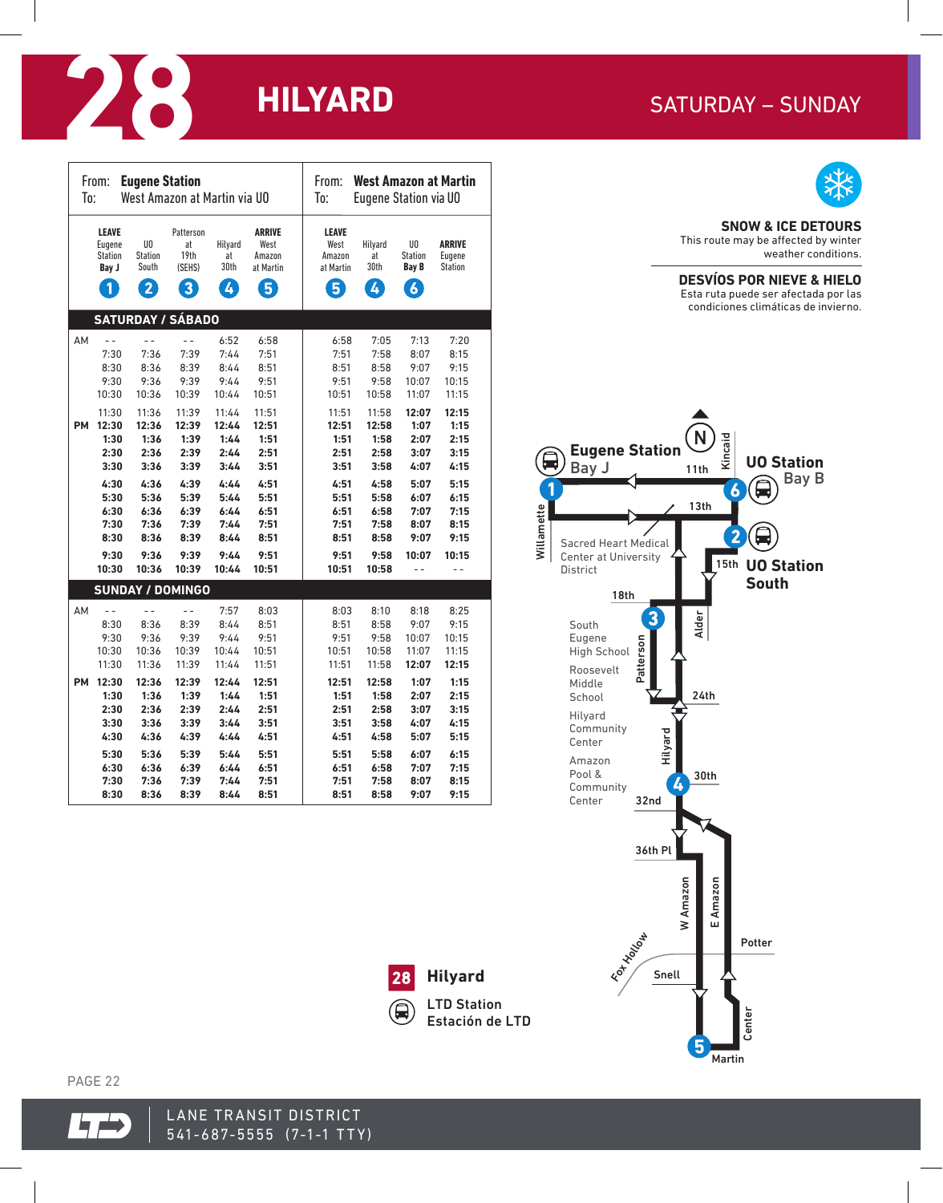# 28 HILYARD

## SATURDAY – SUNDAY

| From: **Eugene Station** To: West Amazon at Martin via UO | | | | | | From: **West Amazon at Martin** To: Eugene Station via UO | | | |
|---|---|---|---|---|---|---|---|---|---|
| | **LEAVE** Eugene Station **Bay J** (1) | UO Station South (2) | Patterson at 19th (SEHS) (3) | Hilyard at 30th (4) | **ARRIVE** West Amazon at Martin (5) | **LEAVE** West Amazon at Martin (5) | Hilyard at 30th (4) | UO Station **Bay B** (6) | **ARRIVE** Eugene Station |
| **SATURDAY / SÁBADO** | | | | | | | | | |
| AM | -- | -- | -- | 6:52 | 6:58 | 6:58 | 7:05 | 7:13 | 7:20 |
| | 7:30 | 7:36 | 7:39 | 7:44 | 7:51 | 7:51 | 7:58 | 8:07 | 8:15 |
| | 8:30 | 8:36 | 8:39 | 8:44 | 8:51 | 8:51 | 8:58 | 9:07 | 9:15 |
| | 9:30 | 9:36 | 9:39 | 9:44 | 9:51 | 9:51 | 9:58 | 10:07 | 10:15 |
| | 10:30 | 10:36 | 10:39 | 10:44 | 10:51 | 10:51 | 10:58 | 11:07 | 11:15 |
| | 11:30 | 11:36 | 11:39 | 11:44 | 11:51 | 11:51 | 11:58 | **12:07** | **12:15** |
| PM | **12:30** | **12:36** | **12:39** | **12:44** | **12:51** | **12:51** | **12:58** | **1:07** | **1:15** |
| | **1:30** | **1:36** | **1:39** | **1:44** | **1:51** | **1:51** | **1:58** | **2:07** | **2:15** |
| | **2:30** | **2:36** | **2:39** | **2:44** | **2:51** | **2:51** | **2:58** | **3:07** | **3:15** |
| | **3:30** | **3:36** | **3:39** | **3:44** | **3:51** | **3:51** | **3:58** | **4:07** | **4:15** |
| | **4:30** | **4:36** | **4:39** | **4:44** | **4:51** | **4:51** | **4:58** | **5:07** | **5:15** |
| | **5:30** | **5:36** | **5:39** | **5:44** | **5:51** | **5:51** | **5:58** | **6:07** | **6:15** |
| | **6:30** | **6:36** | **6:39** | **6:44** | **6:51** | **6:51** | **6:58** | **7:07** | **7:15** |
| | **7:30** | **7:36** | **7:39** | **7:44** | **7:51** | **7:51** | **7:58** | **8:07** | **8:15** |
| | **8:30** | **8:36** | **8:39** | **8:44** | **8:51** | **8:51** | **8:58** | **9:07** | **9:15** |
| | **9:30** | **9:36** | **9:39** | **9:44** | **9:51** | **9:51** | **9:58** | **10:07** | **10:15** |
| | **10:30** | **10:36** | **10:39** | **10:44** | **10:51** | **10:51** | **10:58** | -- | -- |
| **SUNDAY / DOMINGO** | | | | | | | | | |
| AM | -- | -- | -- | 7:57 | 8:03 | 8:03 | 8:10 | 8:18 | 8:25 |
| | 8:30 | 8:36 | 8:39 | 8:44 | 8:51 | 8:51 | 8:58 | 9:07 | 9:15 |
| | 9:30 | 9:36 | 9:39 | 9:44 | 9:51 | 9:51 | 9:58 | 10:07 | 10:15 |
| | 10:30 | 10:36 | 10:39 | 10:44 | 10:51 | 10:51 | 10:58 | 11:07 | 11:15 |
| | 11:30 | 11:36 | 11:39 | 11:44 | 11:51 | 11:51 | 11:58 | **12:07** | **12:15** |
| PM | **12:30** | **12:36** | **12:39** | **12:44** | **12:51** | **12:51** | **12:58** | **1:07** | **1:15** |
| | **1:30** | **1:36** | **1:39** | **1:44** | **1:51** | **1:51** | **1:58** | **2:07** | **2:15** |
| | **2:30** | **2:36** | **2:39** | **2:44** | **2:51** | **2:51** | **2:58** | **3:07** | **3:15** |
| | **3:30** | **3:36** | **3:39** | **3:44** | **3:51** | **3:51** | **3:58** | **4:07** | **4:15** |
| | **4:30** | **4:36** | **4:39** | **4:44** | **4:51** | **4:51** | **4:58** | **5:07** | **5:15** |
| | **5:30** | **5:36** | **5:39** | **5:44** | **5:51** | **5:51** | **5:58** | **6:07** | **6:15** |
| | **6:30** | **6:36** | **6:39** | **6:44** | **6:51** | **6:51** | **6:58** | **7:07** | **7:15** |
| | **7:30** | **7:36** | **7:39** | **7:44** | **7:51** | **7:51** | **7:58** | **8:07** | **8:15** |
| | **8:30** | **8:36** | **8:39** | **8:44** | **8:51** | **8:51** | **8:58** | **9:07** | **9:15** |

**SNOW & ICE DETOURS**
This route may be affected by winter weather conditions.

**DESVÍOS POR NIEVE & HIELO**
Esta ruta puede ser afectada por las condiciones climáticas de invierno.

Eugene Station Bay J
UO Station Bay B
UO Station South
11th
13th
15th
18th
24th
30th
32nd
36th Pl
Kincaid
Willamette
Alder
Patterson
Hilyard
W Amazon
E Amazon
Fox Hollow
Snell
Potter
Center
Martin
Sacred Heart Medical Center at University District
South Eugene High School
Roosevelt Middle School
Hilyard Community Center
Amazon Pool & Community Center

**28 Hilyard**
LTD Station
Estación de LTD

LANE TRANSIT DISTRICT
541-687-5555 (7-1-1 TTY)